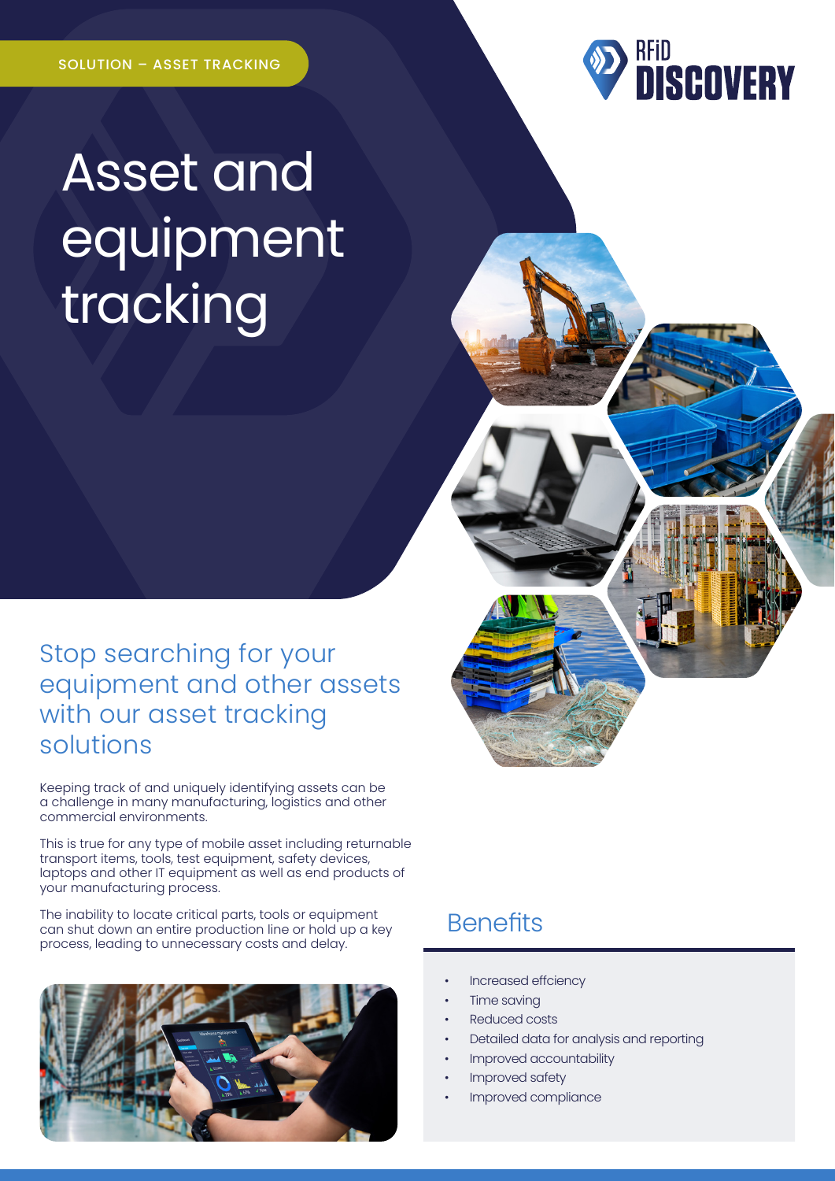SOLUTION – ASSET TRACKING

RFiD DISCOVERY

# Asset and equipment tracking

## Stop searching for your equipment and other assets with our asset tracking solutions

Keeping track of and uniquely identifying assets can be a challenge in many manufacturing, logistics and other commercial environments.

This is true for any type of mobile asset including returnable transport items, tools, test equipment, safety devices, laptops and other IT equipment as well as end products of your manufacturing process.

The inability to locate critical parts, tools or equipment can shut down an entire production line or hold up a key process, leading to unnecessary costs and delay.

## Benefits

- Increased effciency
- Time saving
- Reduced costs
- Detailed data for analysis and reporting
- Improved accountability
- Improved safety
- Improved compliance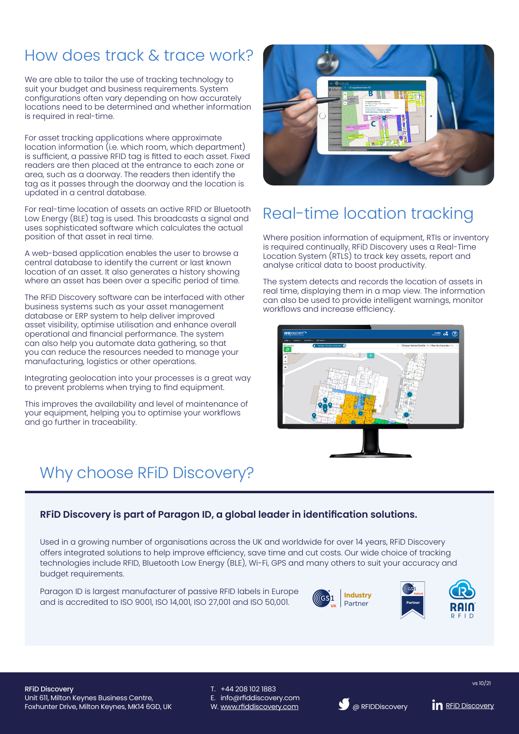## How does track & trace work?

We are able to tailor the use of tracking technology to suit your budget and business requirements. System configurations often vary depending on how accurately locations need to be determined and whether information is required in real-time.

For asset tracking applications where approximate location information (i.e. which room, which department) is sufficient, a passive RFID tag is fitted to each asset. Fixed readers are then placed at the entrance to each zone or area, such as a doorway. The readers then identify the tag as it passes through the doorway and the location is updated in a central database.

For real-time location of assets an active RFID or Bluetooth Low Energy (BLE) tag is used. This broadcasts a signal and uses sophisticated software which calculates the actual position of that asset in real time.

A web-based application enables the user to browse a central database to identify the current or last known location of an asset. It also generates a history showing where an asset has been over a specific period of time.

The RFiD Discovery software can be interfaced with other business systems such as your asset management database or ERP system to help deliver improved asset visibility, optimise utilisation and enhance overall operational and financial performance. The system can also help you automate data gathering, so that you can reduce the resources needed to manage your manufacturing, logistics or other operations.

Integrating geolocation into your processes is a great way to prevent problems when trying to find equipment.

This improves the availability and level of maintenance of your equipment, helping you to optimise your workflows and go further in traceability.

## Real-time location tracking

Where position information of equipment, RTIs or inventory is required continually, RFiD Discovery uses a Real-Time Location System (RTLS) to track key assets, report and analyse critical data to boost productivity.

The system detects and records the location of assets in real time, displaying them in a map view. The information can also be used to provide intelligent warnings, monitor workflows and increase efficiency.

## Why choose RFiD Discovery?

**RFiD Discovery is part of Paragon ID, a global leader in identification solutions.**

Used in a growing number of organisations across the UK and worldwide for over 14 years, RFiD Discovery offers integrated solutions to help improve efficiency, save time and cut costs. Our wide choice of tracking technologies include RFID, Bluetooth Low Energy (BLE), Wi-Fi, GPS and many others to suit your accuracy and budget requirements.

Paragon ID is largest manufacturer of passive RFID labels in Europe and is accredited to ISO 9001, ISO 14,001, ISO 27,001 and ISO 50,001.

GS1 UK Industry Partner

GS1 Ireland Partner

RAIN RFID

**RFiD Discovery**
Unit 611, Milton Keynes Business Centre,
Foxhunter Drive, Milton Keynes, MK14 6GD, UK

T. +44 208 102 1883
E. info@rfiddiscovery.com
W. www.rfiddiscovery.com

@ RFIDDiscovery

RFiD Discovery

vs 10/21